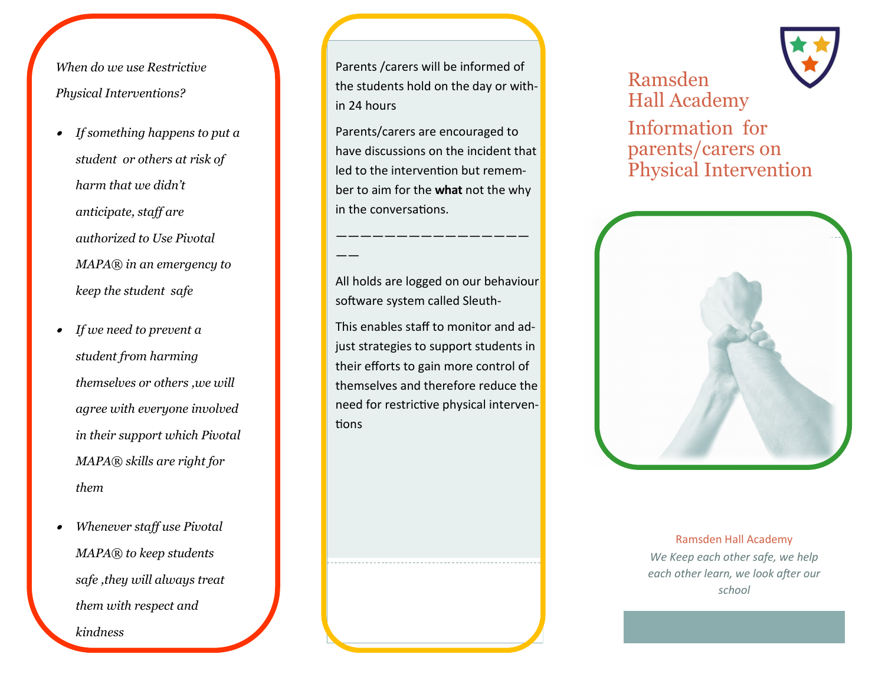*When do we use Restrictive Physical Interventions?*

- *If something happens to put a student or others at risk of harm that we didn't anticipate, staff are authorized to Use Pivotal MAPA® in an emergency to keep the student safe*
- *If we need to prevent a student from harming themselves or others ,we will agree with everyone involved in their support which Pivotal MAPA® skills are right for them*
- *Whenever staff use Pivotal MAPA® to keep students safe ,they will always treat them with respect and kindness*

Parents /carers will be informed of the students hold on the day or within 24 hours

Parents/carers are encouraged to have discussions on the incident that led to the intervention but remember to aim for the **what** not the why in the conversations.

——————————————————

All holds are logged on our behaviour software system called Sleuth-

This enables staff to monitor and adjust strategies to support students in their efforts to gain more control of themselves and therefore reduce the need for restrictive physical interventions

# Ramsden Hall Academy

## Information for parents/carers on Physical Intervention

Ramsden Hall Academy

*We Keep each other safe, we help each other learn, we look after our school*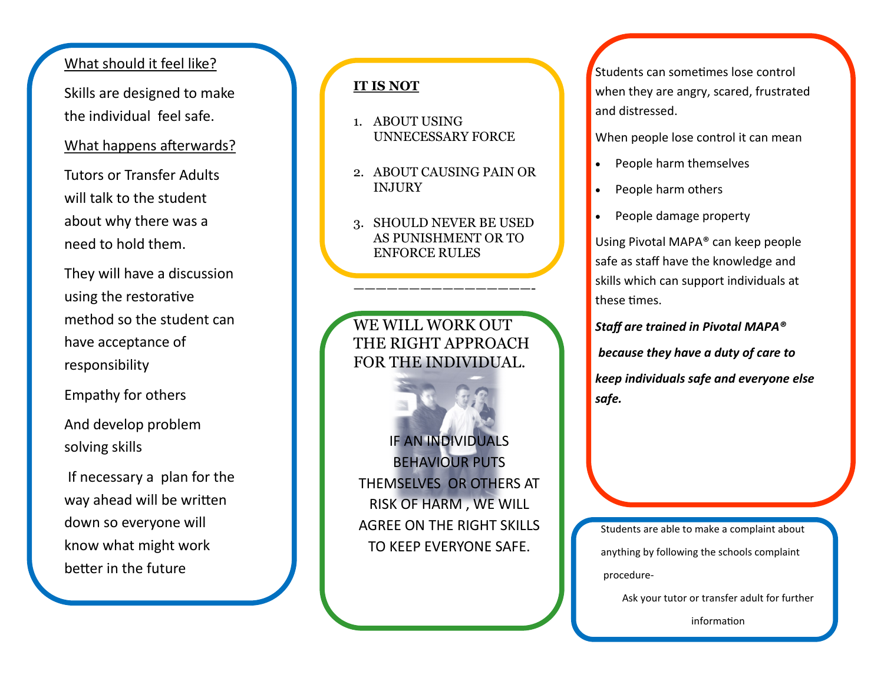What should it feel like?

Skills are designed to make the individual feel safe.

What happens afterwards?

Tutors or Transfer Adults will talk to the student about why there was a need to hold them.

They will have a discussion using the restorative method so the student can have acceptance of responsibility

Empathy for others

And develop problem solving skills

If necessary a plan for the way ahead will be written down so everyone will know what might work better in the future

**IT IS NOT**

1. ABOUT USING UNNECESSARY FORCE
2. ABOUT CAUSING PAIN OR INJURY
3. SHOULD NEVER BE USED AS PUNISHMENT OR TO ENFORCE RULES

—————————————————-

WE WILL WORK OUT THE RIGHT APPROACH FOR THE INDIVIDUAL.

IF AN INDIVIDUALS BEHAVIOUR PUTS THEMSELVES OR OTHERS AT RISK OF HARM , WE WILL AGREE ON THE RIGHT SKILLS TO KEEP EVERYONE SAFE.

Students can sometimes lose control when they are angry, scared, frustrated and distressed.

When people lose control it can mean

- People harm themselves
- People harm others
- People damage property

Using Pivotal MAPA® can keep people safe as staff have the knowledge and skills which can support individuals at these times.

***Staff are trained in Pivotal MAPA® because they have a duty of care to keep individuals safe and everyone else safe.***

Students are able to make a complaint about anything by following the schools complaint procedure-

Ask your tutor or transfer adult for further information